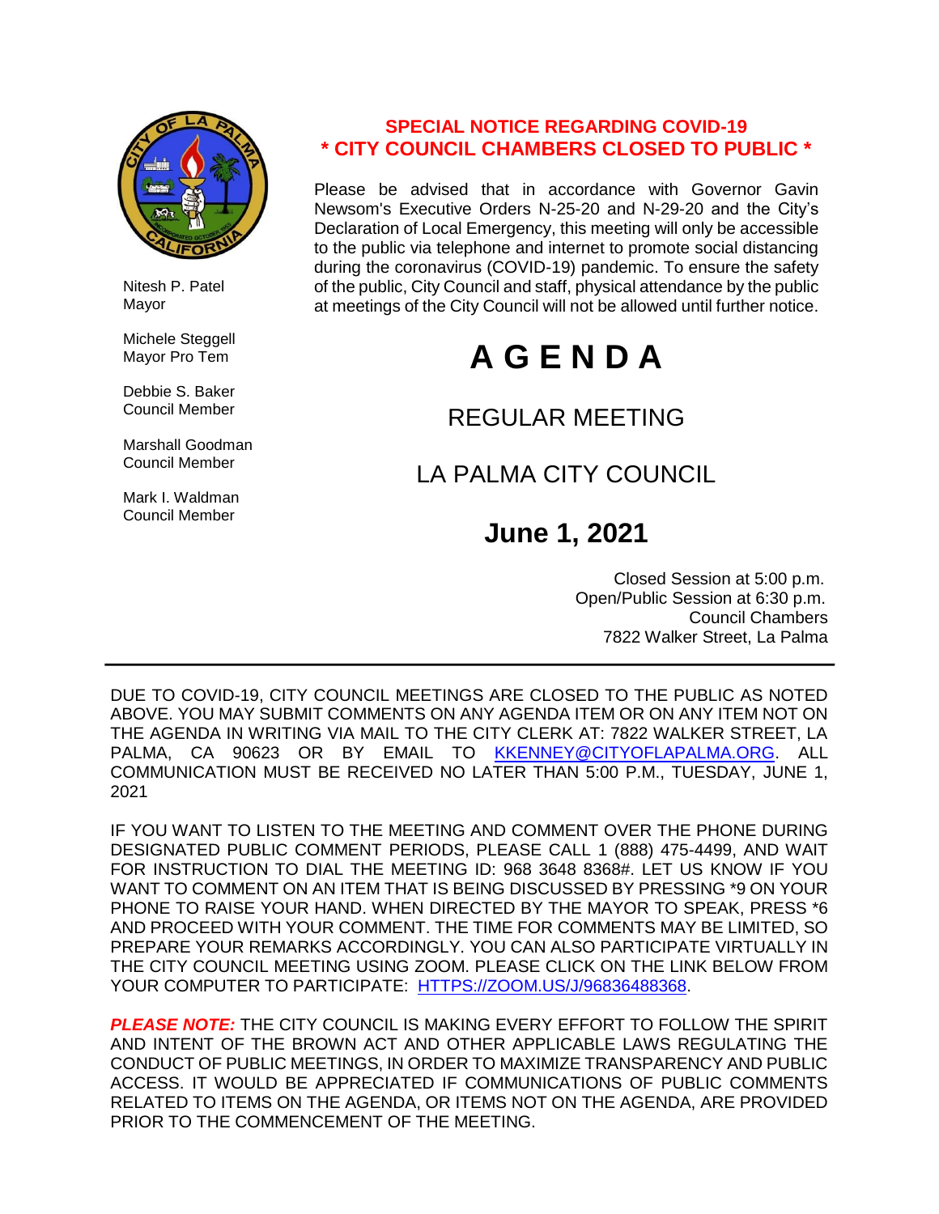Nitesh P. Patel
Mayor

Michele Steggell
Mayor Pro Tem

Debbie S. Baker
Council Member

Marshall Goodman
Council Member

Mark I. Waldman
Council Member

**SPECIAL NOTICE REGARDING COVID-19**
**\* CITY COUNCIL CHAMBERS CLOSED TO PUBLIC \***

Please be advised that in accordance with Governor Gavin Newsom's Executive Orders N-25-20 and N-29-20 and the City's Declaration of Local Emergency, this meeting will only be accessible to the public via telephone and internet to promote social distancing during the coronavirus (COVID-19) pandemic. To ensure the safety of the public, City Council and staff, physical attendance by the public at meetings of the City Council will not be allowed until further notice.

# A G E N D A

## REGULAR MEETING

## LA PALMA CITY COUNCIL

## June 1, 2021

Closed Session at 5:00 p.m.
Open/Public Session at 6:30 p.m.
Council Chambers
7822 Walker Street, La Palma

---

DUE TO COVID-19, CITY COUNCIL MEETINGS ARE CLOSED TO THE PUBLIC AS NOTED ABOVE. YOU MAY SUBMIT COMMENTS ON ANY AGENDA ITEM OR ON ANY ITEM NOT ON THE AGENDA IN WRITING VIA MAIL TO THE CITY CLERK AT: 7822 WALKER STREET, LA PALMA, CA 90623 OR BY EMAIL TO KKENNEY@CITYOFLAPALMA.ORG. ALL COMMUNICATION MUST BE RECEIVED NO LATER THAN 5:00 P.M., TUESDAY, JUNE 1, 2021

IF YOU WANT TO LISTEN TO THE MEETING AND COMMENT OVER THE PHONE DURING DESIGNATED PUBLIC COMMENT PERIODS, PLEASE CALL 1 (888) 475-4499, AND WAIT FOR INSTRUCTION TO DIAL THE MEETING ID: 968 3648 8368#. LET US KNOW IF YOU WANT TO COMMENT ON AN ITEM THAT IS BEING DISCUSSED BY PRESSING *9 ON YOUR PHONE TO RAISE YOUR HAND. WHEN DIRECTED BY THE MAYOR TO SPEAK, PRESS *6 AND PROCEED WITH YOUR COMMENT. THE TIME FOR COMMENTS MAY BE LIMITED, SO PREPARE YOUR REMARKS ACCORDINGLY. YOU CAN ALSO PARTICIPATE VIRTUALLY IN THE CITY COUNCIL MEETING USING ZOOM. PLEASE CLICK ON THE LINK BELOW FROM YOUR COMPUTER TO PARTICIPATE: HTTPS://ZOOM.US/J/96836488368.

***PLEASE NOTE:*** THE CITY COUNCIL IS MAKING EVERY EFFORT TO FOLLOW THE SPIRIT AND INTENT OF THE BROWN ACT AND OTHER APPLICABLE LAWS REGULATING THE CONDUCT OF PUBLIC MEETINGS, IN ORDER TO MAXIMIZE TRANSPARENCY AND PUBLIC ACCESS. IT WOULD BE APPRECIATED IF COMMUNICATIONS OF PUBLIC COMMENTS RELATED TO ITEMS ON THE AGENDA, OR ITEMS NOT ON THE AGENDA, ARE PROVIDED PRIOR TO THE COMMENCEMENT OF THE MEETING.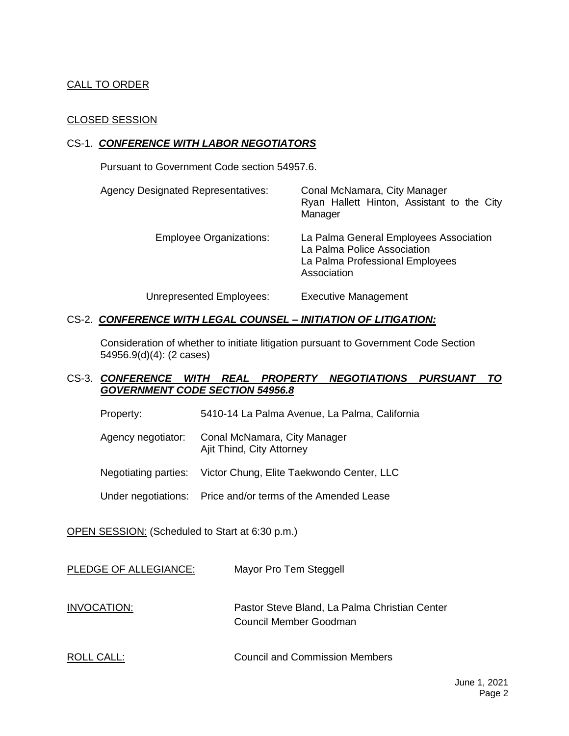CALL TO ORDER

CLOSED SESSION

CS-1. ***CONFERENCE WITH LABOR NEGOTIATORS***

Pursuant to Government Code section 54957.6.

| | |
|---|---|
| Agency Designated Representatives: | Conal McNamara, City Manager<br>Ryan Hallett Hinton, Assistant to the City Manager |
| Employee Organizations: | La Palma General Employees Association<br>La Palma Police Association<br>La Palma Professional Employees Association |
| Unrepresented Employees: | Executive Management |

CS-2. ***CONFERENCE WITH LEGAL COUNSEL – INITIATION OF LITIGATION:***

Consideration of whether to initiate litigation pursuant to Government Code Section 54956.9(d)(4): (2 cases)

CS-3. ***CONFERENCE WITH REAL PROPERTY NEGOTIATIONS PURSUANT TO GOVERNMENT CODE SECTION 54956.8***

| | |
|---|---|
| Property: | 5410-14 La Palma Avenue, La Palma, California |
| Agency negotiator: | Conal McNamara, City Manager<br>Ajit Thind, City Attorney |
| Negotiating parties: | Victor Chung, Elite Taekwondo Center, LLC |
| Under negotiations: | Price and/or terms of the Amended Lease |

OPEN SESSION: (Scheduled to Start at 6:30 p.m.)

| | |
|---|---|
| PLEDGE OF ALLEGIANCE: | Mayor Pro Tem Steggell |
| INVOCATION: | Pastor Steve Bland, La Palma Christian Center<br>Council Member Goodman |
| ROLL CALL: | Council and Commission Members |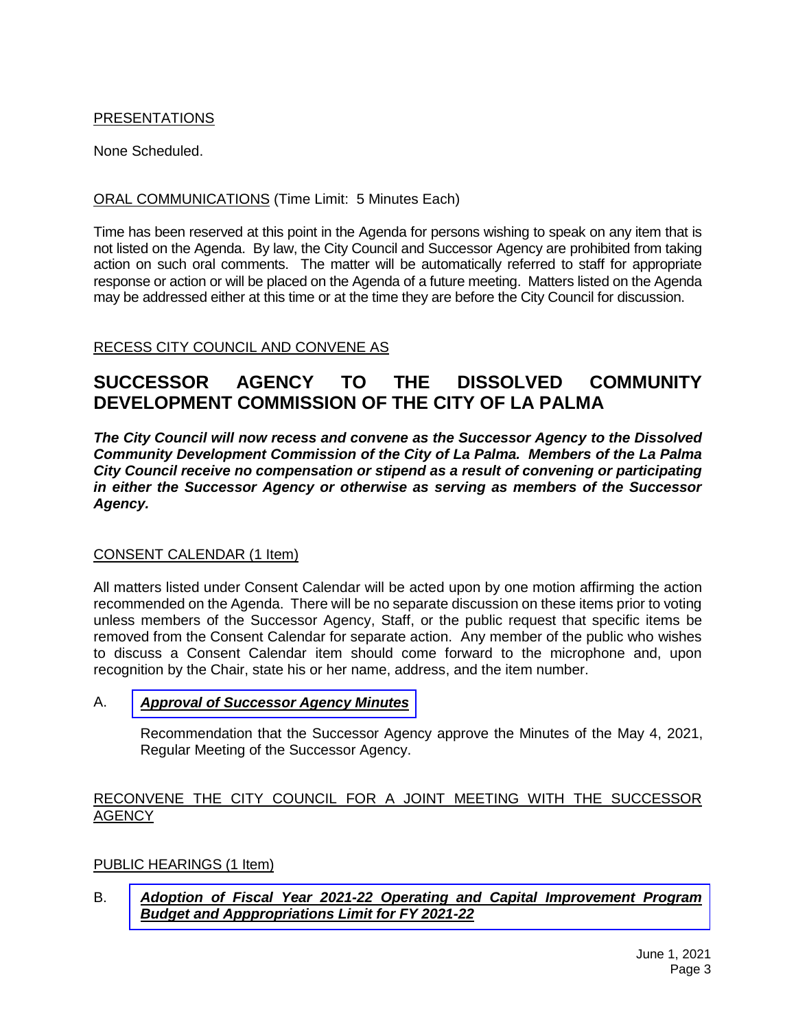PRESENTATIONS

None Scheduled.

ORAL COMMUNICATIONS (Time Limit: 5 Minutes Each)

Time has been reserved at this point in the Agenda for persons wishing to speak on any item that is not listed on the Agenda. By law, the City Council and Successor Agency are prohibited from taking action on such oral comments. The matter will be automatically referred to staff for appropriate response or action or will be placed on the Agenda of a future meeting. Matters listed on the Agenda may be addressed either at this time or at the time they are before the City Council for discussion.

RECESS CITY COUNCIL AND CONVENE AS

# SUCCESSOR AGENCY TO THE DISSOLVED COMMUNITY DEVELOPMENT COMMISSION OF THE CITY OF LA PALMA

***The City Council will now recess and convene as the Successor Agency to the Dissolved Community Development Commission of the City of La Palma. Members of the La Palma City Council receive no compensation or stipend as a result of convening or participating in either the Successor Agency or otherwise as serving as members of the Successor Agency.***

CONSENT CALENDAR (1 Item)

All matters listed under Consent Calendar will be acted upon by one motion affirming the action recommended on the Agenda. There will be no separate discussion on these items prior to voting unless members of the Successor Agency, Staff, or the public request that specific items be removed from the Consent Calendar for separate action. Any member of the public who wishes to discuss a Consent Calendar item should come forward to the microphone and, upon recognition by the Chair, state his or her name, address, and the item number.

A. ***Approval of Successor Agency Minutes***

Recommendation that the Successor Agency approve the Minutes of the May 4, 2021, Regular Meeting of the Successor Agency.

RECONVENE THE CITY COUNCIL FOR A JOINT MEETING WITH THE SUCCESSOR AGENCY

PUBLIC HEARINGS (1 Item)

B. ***Adoption of Fiscal Year 2021-22 Operating and Capital Improvement Program Budget and Apppropriations Limit for FY 2021-22***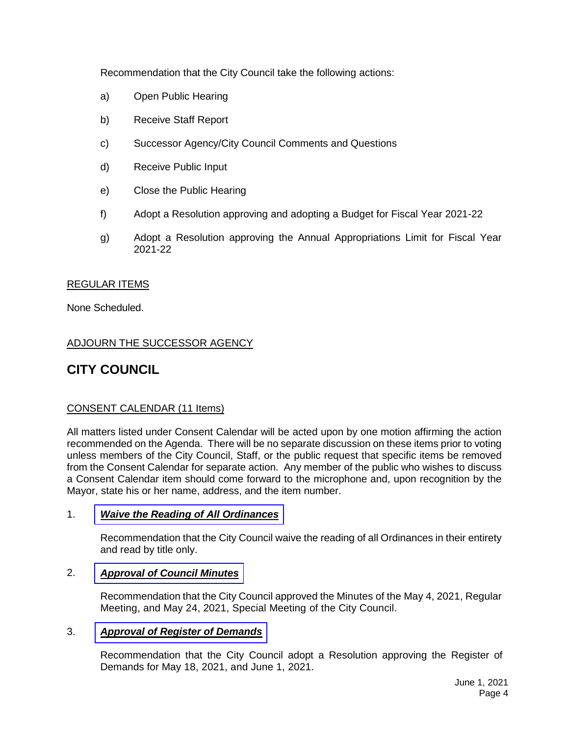Recommendation that the City Council take the following actions:

a) Open Public Hearing

b) Receive Staff Report

c) Successor Agency/City Council Comments and Questions

d) Receive Public Input

e) Close the Public Hearing

f) Adopt a Resolution approving and adopting a Budget for Fiscal Year 2021-22

g) Adopt a Resolution approving the Annual Appropriations Limit for Fiscal Year 2021-22

REGULAR ITEMS

None Scheduled.

ADJOURN THE SUCCESSOR AGENCY

## CITY COUNCIL

CONSENT CALENDAR (11 Items)

All matters listed under Consent Calendar will be acted upon by one motion affirming the action recommended on the Agenda. There will be no separate discussion on these items prior to voting unless members of the City Council, Staff, or the public request that specific items be removed from the Consent Calendar for separate action. Any member of the public who wishes to discuss a Consent Calendar item should come forward to the microphone and, upon recognition by the Mayor, state his or her name, address, and the item number.

1. ***Waive the Reading of All Ordinances***

   Recommendation that the City Council waive the reading of all Ordinances in their entirety and read by title only.

2. ***Approval of Council Minutes***

   Recommendation that the City Council approved the Minutes of the May 4, 2021, Regular Meeting, and May 24, 2021, Special Meeting of the City Council.

3. ***Approval of Register of Demands***

   Recommendation that the City Council adopt a Resolution approving the Register of Demands for May 18, 2021, and June 1, 2021.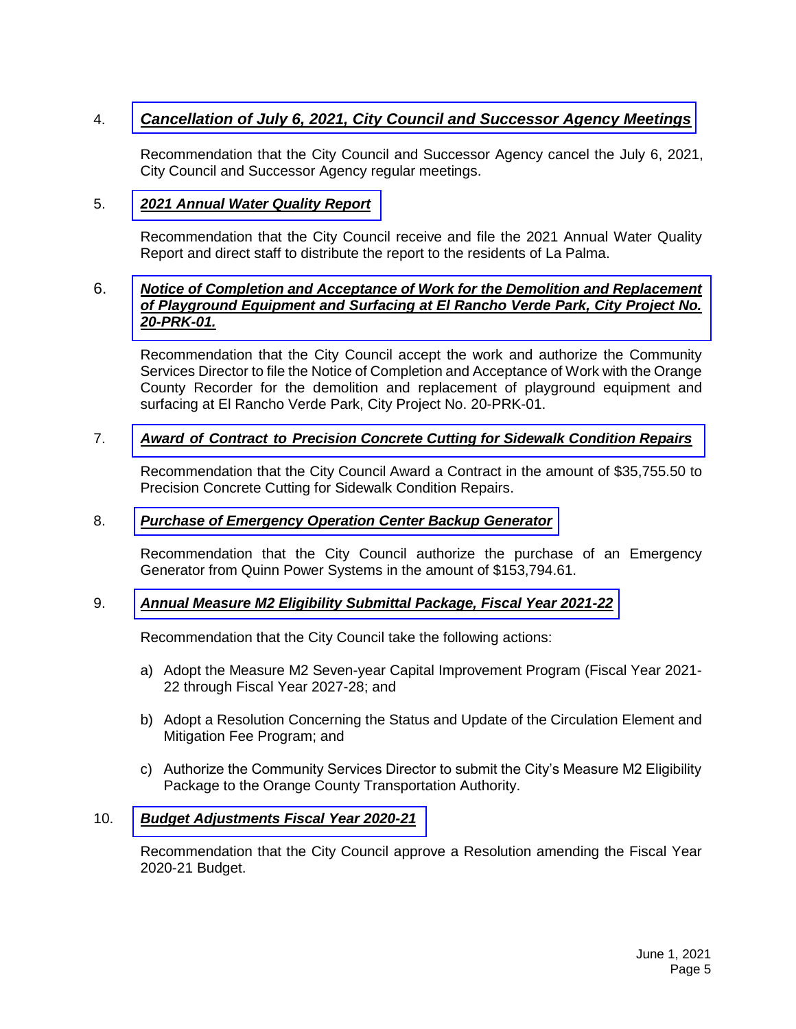4. ***Cancellation of July 6, 2021, City Council and Successor Agency Meetings***

   Recommendation that the City Council and Successor Agency cancel the July 6, 2021, City Council and Successor Agency regular meetings.

5. ***2021 Annual Water Quality Report***

   Recommendation that the City Council receive and file the 2021 Annual Water Quality Report and direct staff to distribute the report to the residents of La Palma.

6. ***Notice of Completion and Acceptance of Work for the Demolition and Replacement of Playground Equipment and Surfacing at El Rancho Verde Park, City Project No. 20-PRK-01.***

   Recommendation that the City Council accept the work and authorize the Community Services Director to file the Notice of Completion and Acceptance of Work with the Orange County Recorder for the demolition and replacement of playground equipment and surfacing at El Rancho Verde Park, City Project No. 20-PRK-01.

7. ***Award of Contract to Precision Concrete Cutting for Sidewalk Condition Repairs***

   Recommendation that the City Council Award a Contract in the amount of $35,755.50 to Precision Concrete Cutting for Sidewalk Condition Repairs.

8. ***Purchase of Emergency Operation Center Backup Generator***

   Recommendation that the City Council authorize the purchase of an Emergency Generator from Quinn Power Systems in the amount of $153,794.61.

9. ***Annual Measure M2 Eligibility Submittal Package, Fiscal Year 2021-22***

   Recommendation that the City Council take the following actions:

   a) Adopt the Measure M2 Seven-year Capital Improvement Program (Fiscal Year 2021-22 through Fiscal Year 2027-28; and

   b) Adopt a Resolution Concerning the Status and Update of the Circulation Element and Mitigation Fee Program; and

   c) Authorize the Community Services Director to submit the City's Measure M2 Eligibility Package to the Orange County Transportation Authority.

10. ***Budget Adjustments Fiscal Year 2020-21***

    Recommendation that the City Council approve a Resolution amending the Fiscal Year 2020-21 Budget.

June 1, 2021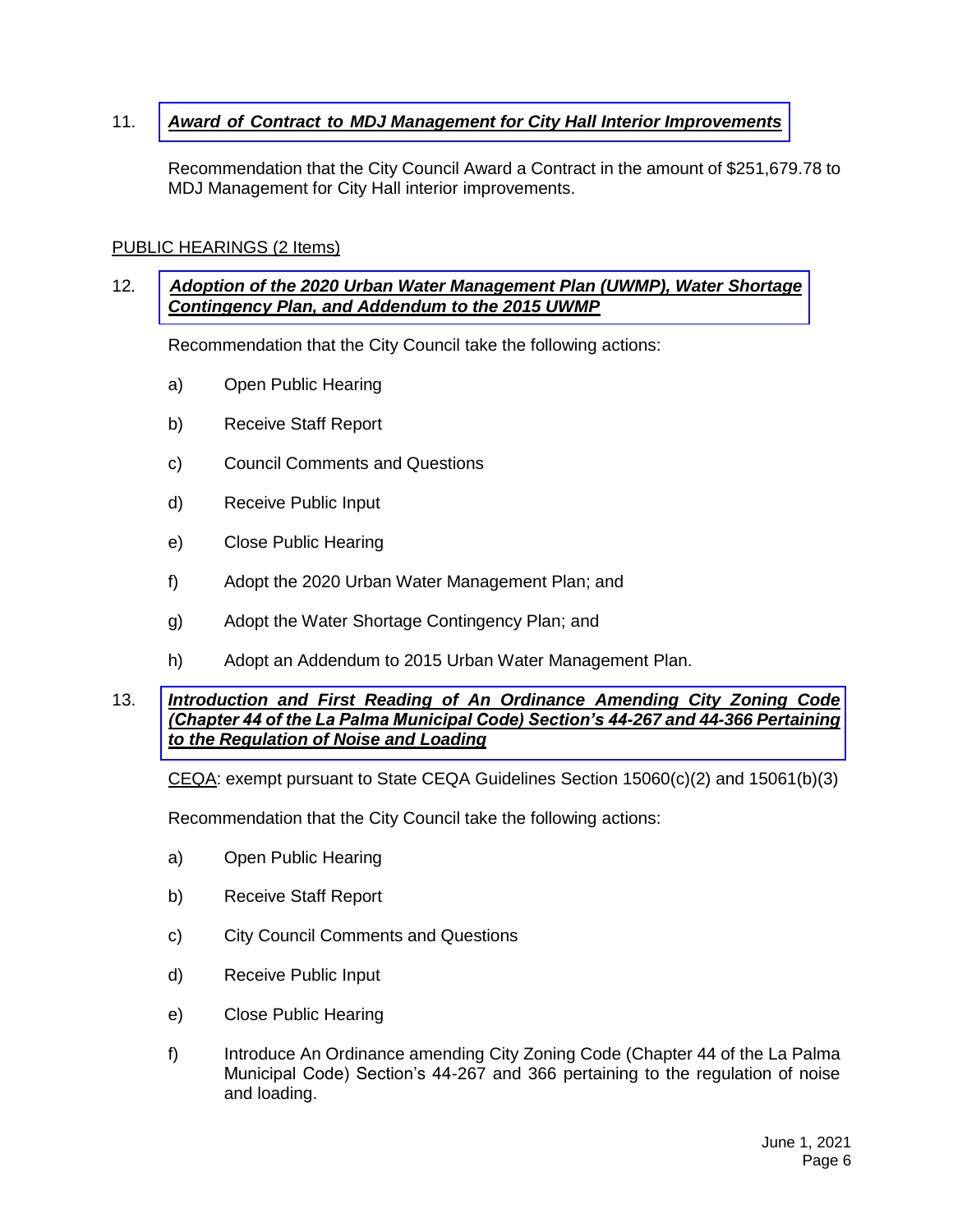11. ***Award of Contract to MDJ Management for City Hall Interior Improvements***

Recommendation that the City Council Award a Contract in the amount of $251,679.78 to MDJ Management for City Hall interior improvements.

PUBLIC HEARINGS (2 Items)

12. ***Adoption of the 2020 Urban Water Management Plan (UWMP), Water Shortage Contingency Plan, and Addendum to the 2015 UWMP***

Recommendation that the City Council take the following actions:

a) Open Public Hearing

b) Receive Staff Report

c) Council Comments and Questions

d) Receive Public Input

e) Close Public Hearing

f) Adopt the 2020 Urban Water Management Plan; and

g) Adopt the Water Shortage Contingency Plan; and

h) Adopt an Addendum to 2015 Urban Water Management Plan.

13. ***Introduction and First Reading of An Ordinance Amending City Zoning Code (Chapter 44 of the La Palma Municipal Code) Section's 44-267 and 44-366 Pertaining to the Regulation of Noise and Loading***

CEQA: exempt pursuant to State CEQA Guidelines Section 15060(c)(2) and 15061(b)(3)

Recommendation that the City Council take the following actions:

a) Open Public Hearing

b) Receive Staff Report

c) City Council Comments and Questions

d) Receive Public Input

e) Close Public Hearing

f) Introduce An Ordinance amending City Zoning Code (Chapter 44 of the La Palma Municipal Code) Section's 44-267 and 366 pertaining to the regulation of noise and loading.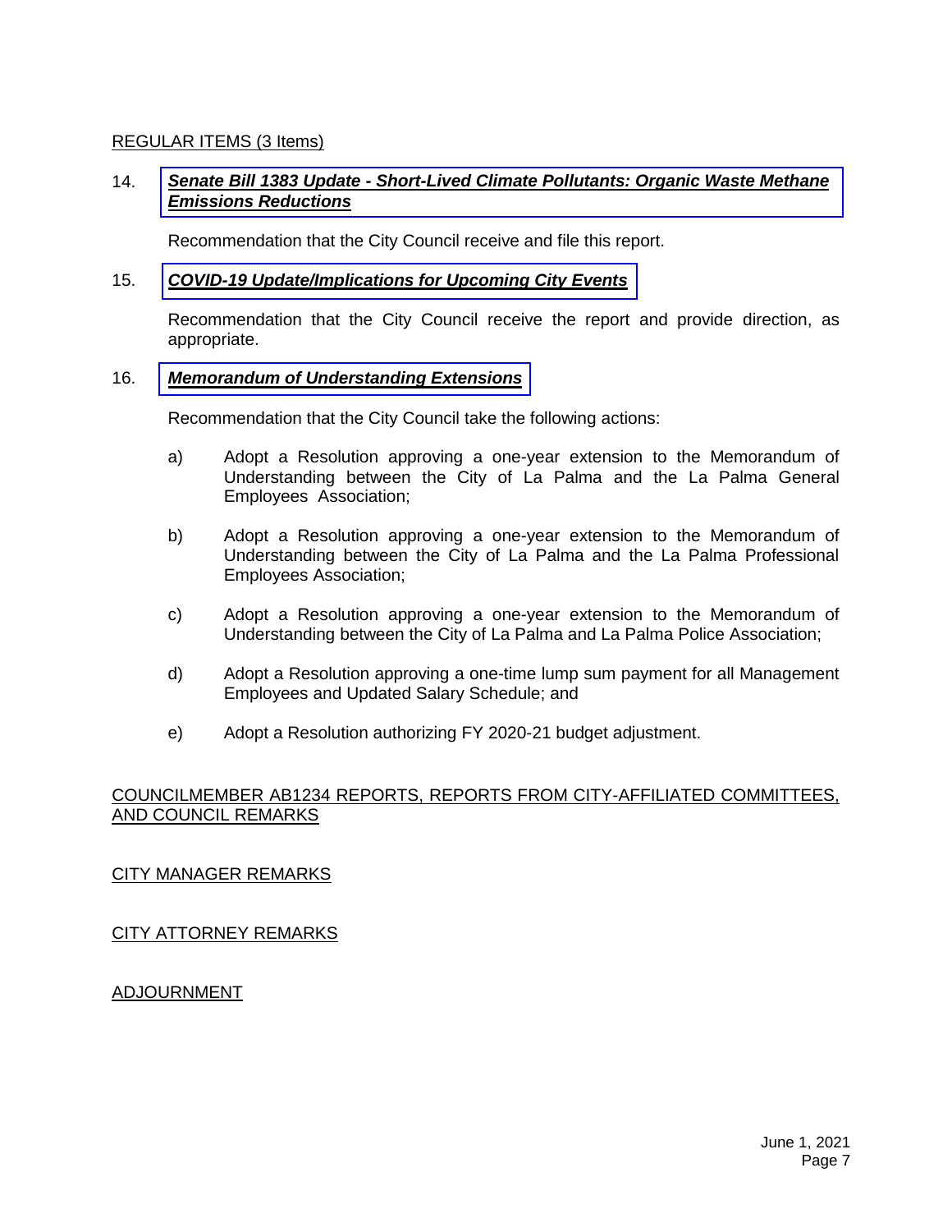## REGULAR ITEMS (3 Items)

14. ***Senate Bill 1383 Update - Short-Lived Climate Pollutants: Organic Waste Methane Emissions Reductions***

    Recommendation that the City Council receive and file this report.

15. ***COVID-19 Update/Implications for Upcoming City Events***

    Recommendation that the City Council receive the report and provide direction, as appropriate.

16. ***Memorandum of Understanding Extensions***

    Recommendation that the City Council take the following actions:

    a) Adopt a Resolution approving a one-year extension to the Memorandum of Understanding between the City of La Palma and the La Palma General Employees Association;

    b) Adopt a Resolution approving a one-year extension to the Memorandum of Understanding between the City of La Palma and the La Palma Professional Employees Association;

    c) Adopt a Resolution approving a one-year extension to the Memorandum of Understanding between the City of La Palma and La Palma Police Association;

    d) Adopt a Resolution approving a one-time lump sum payment for all Management Employees and Updated Salary Schedule; and

    e) Adopt a Resolution authorizing FY 2020-21 budget adjustment.

## COUNCILMEMBER AB1234 REPORTS, REPORTS FROM CITY-AFFILIATED COMMITTEES, AND COUNCIL REMARKS

## CITY MANAGER REMARKS

## CITY ATTORNEY REMARKS

## ADJOURNMENT

June 1, 2021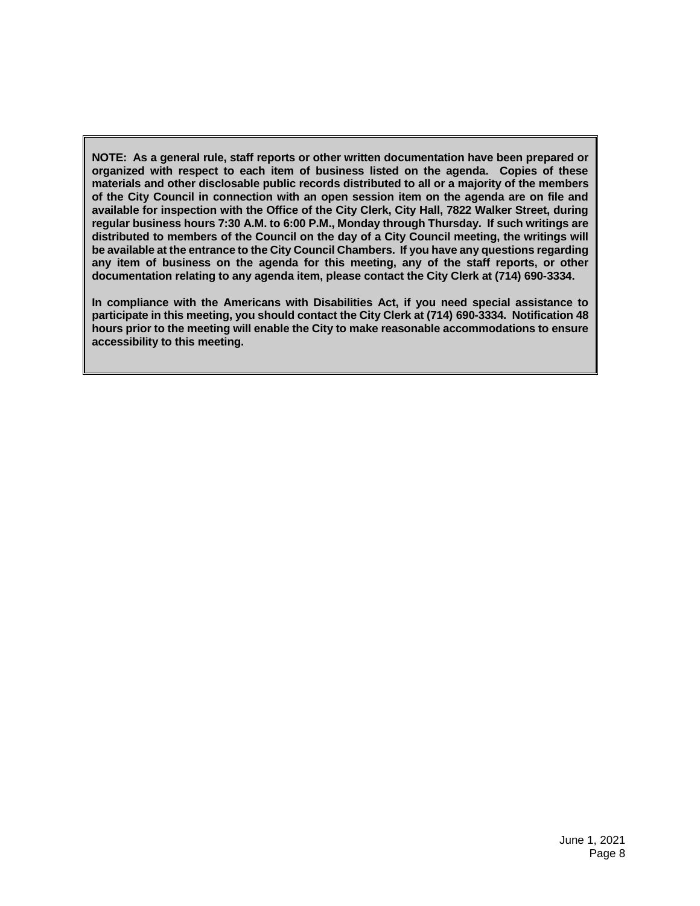**NOTE: As a general rule, staff reports or other written documentation have been prepared or organized with respect to each item of business listed on the agenda. Copies of these materials and other disclosable public records distributed to all or a majority of the members of the City Council in connection with an open session item on the agenda are on file and available for inspection with the Office of the City Clerk, City Hall, 7822 Walker Street, during regular business hours 7:30 A.M. to 6:00 P.M., Monday through Thursday. If such writings are distributed to members of the Council on the day of a City Council meeting, the writings will be available at the entrance to the City Council Chambers. If you have any questions regarding any item of business on the agenda for this meeting, any of the staff reports, or other documentation relating to any agenda item, please contact the City Clerk at (714) 690-3334.**

**In compliance with the Americans with Disabilities Act, if you need special assistance to participate in this meeting, you should contact the City Clerk at (714) 690-3334. Notification 48 hours prior to the meeting will enable the City to make reasonable accommodations to ensure accessibility to this meeting.**